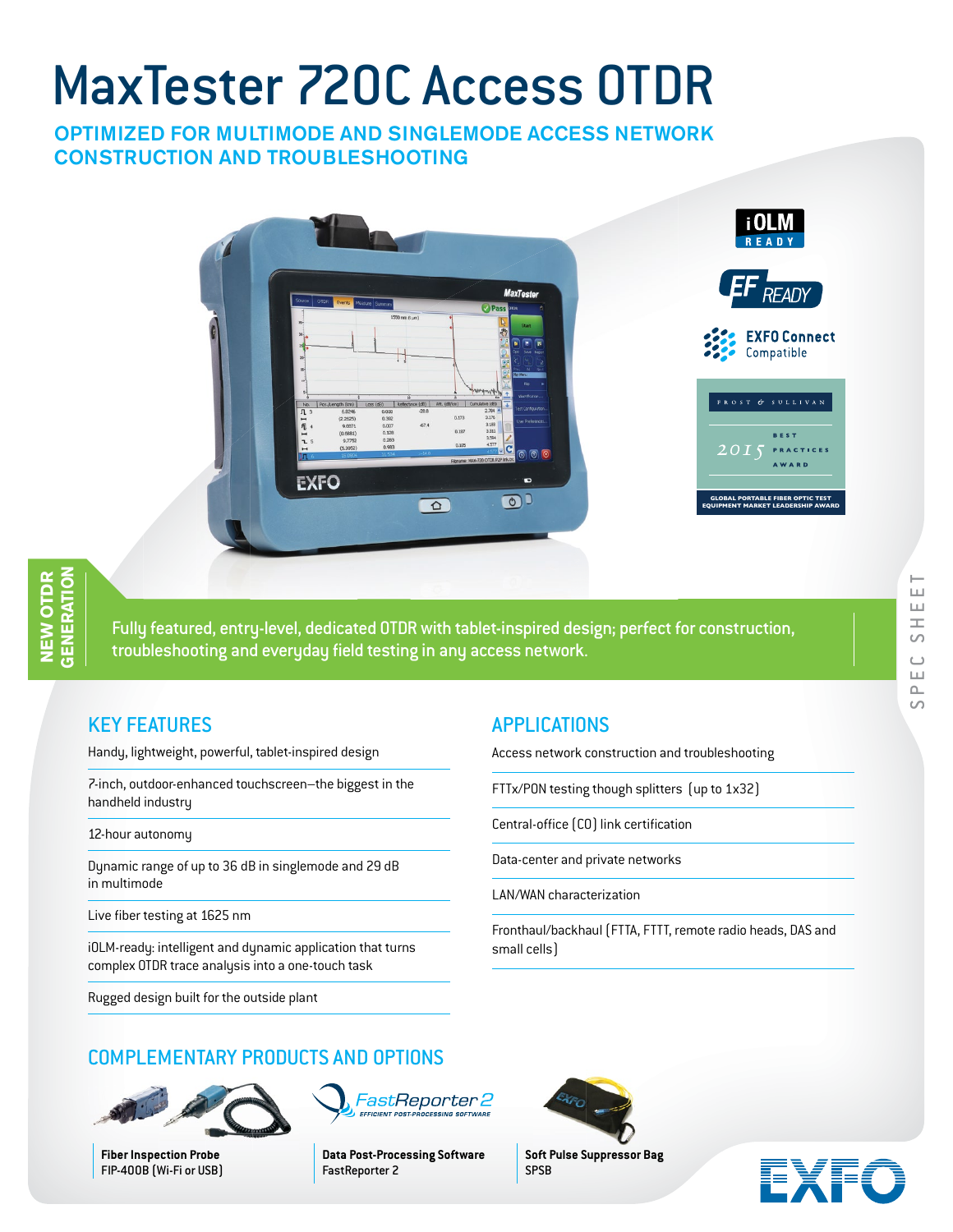# MaxTester 720C Access OTDR

## OPTIMIZED FOR MULTIMODE AND SINGLEMODE ACCESS NETWORK CONSTRUCTION AND TROUBLESHOOTING

NEW OTDR GENERATION

Fully featured, entry-level, dedicated OTDR with tablet-inspired design; perfect for construction, troubleshooting and everyday field testing in any access network.

SPEC SHEET

## KEY FEATURES

- Handy, lightweight, powerful, tablet-inspired design
- 7-inch, outdoor-enhanced touchscreen—the biggest in the handheld industry
- 12-hour autonomy
- Dynamic range of up to 36 dB in singlemode and 29 dB in multimode
- Live fiber testing at 1625 nm
- iOLM-ready: intelligent and dynamic application that turns complex OTDR trace analysis into a one-touch task
- Rugged design built for the outside plant

## APPLICATIONS

- Access network construction and troubleshooting
- FTTx/PON testing though splitters (up to 1x32)
- Central-office (CO) link certification
- Data-center and private networks
- LAN/WAN characterization
- Fronthaul/backhaul (FTTA, FTTT, remote radio heads, DAS and small cells)

## COMPLEMENTARY PRODUCTS AND OPTIONS

**Fiber Inspection Probe**
FIP-400B (Wi-Fi or USB)

**Data Post-Processing Software**
FastReporter 2

**Soft Pulse Suppressor Bag**
SPSB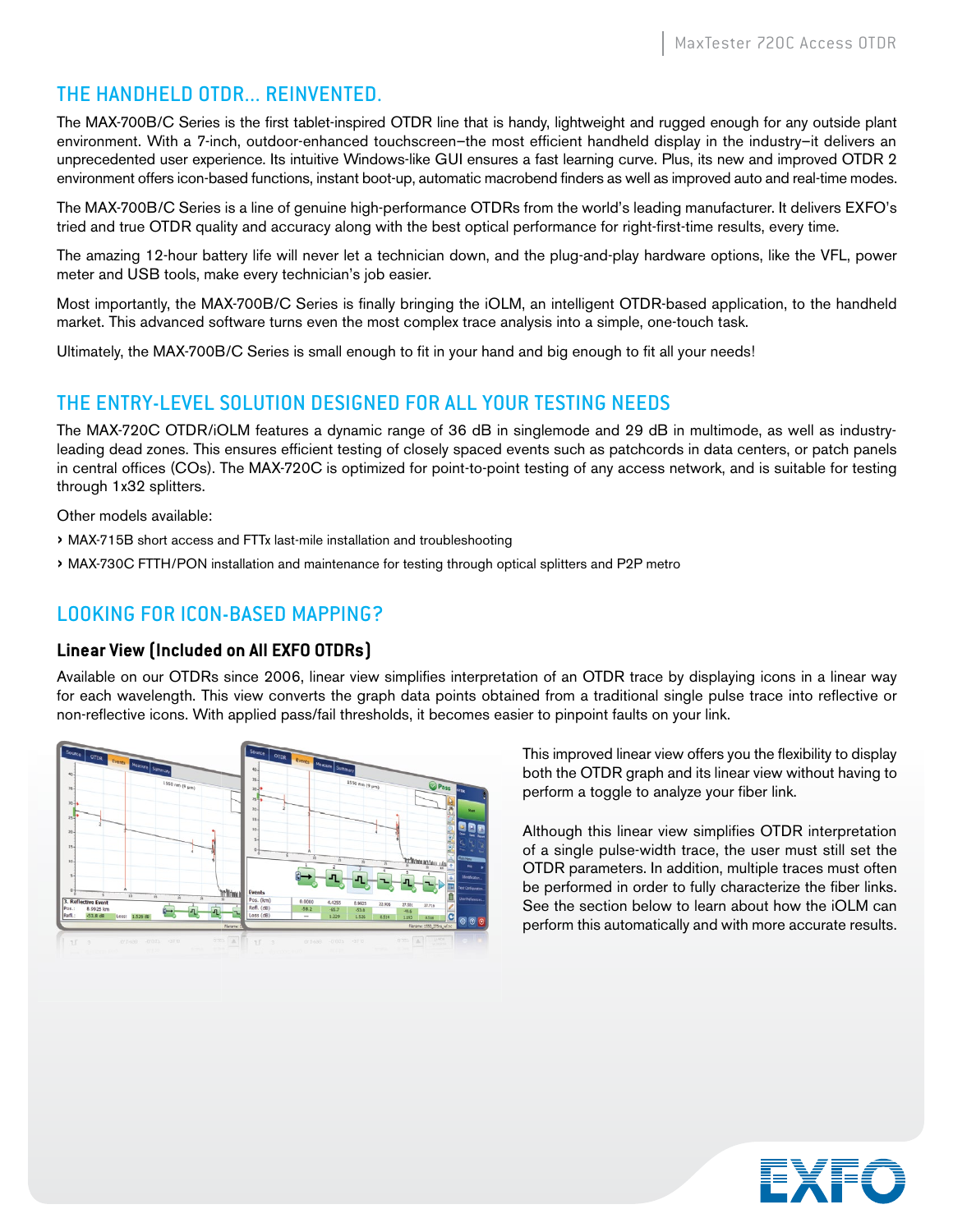## THE HANDHELD OTDR... REINVENTED.

The MAX-700B/C Series is the first tablet-inspired OTDR line that is handy, lightweight and rugged enough for any outside plant environment. With a 7-inch, outdoor-enhanced touchscreen–the most efficient handheld display in the industry–it delivers an unprecedented user experience. Its intuitive Windows-like GUI ensures a fast learning curve. Plus, its new and improved OTDR 2 environment offers icon-based functions, instant boot-up, automatic macrobend finders as well as improved auto and real-time modes.

The MAX-700B/C Series is a line of genuine high-performance OTDRs from the world's leading manufacturer. It delivers EXFO's tried and true OTDR quality and accuracy along with the best optical performance for right-first-time results, every time.

The amazing 12-hour battery life will never let a technician down, and the plug-and-play hardware options, like the VFL, power meter and USB tools, make every technician's job easier.

Most importantly, the MAX-700B/C Series is finally bringing the iOLM, an intelligent OTDR-based application, to the handheld market. This advanced software turns even the most complex trace analysis into a simple, one-touch task.

Ultimately, the MAX-700B/C Series is small enough to fit in your hand and big enough to fit all your needs!

## THE ENTRY-LEVEL SOLUTION DESIGNED FOR ALL YOUR TESTING NEEDS

The MAX-720C OTDR/iOLM features a dynamic range of 36 dB in singlemode and 29 dB in multimode, as well as industry-leading dead zones. This ensures efficient testing of closely spaced events such as patchcords in data centers, or patch panels in central offices (COs). The MAX-720C is optimized for point-to-point testing of any access network, and is suitable for testing through 1x32 splitters.

Other models available:

- MAX-715B short access and FTTx last-mile installation and troubleshooting
- MAX-730C FTTH/PON installation and maintenance for testing through optical splitters and P2P metro

## LOOKING FOR ICON-BASED MAPPING?

### Linear View (Included on All EXFO OTDRs)

Available on our OTDRs since 2006, linear view simplifies interpretation of an OTDR trace by displaying icons in a linear way for each wavelength. This view converts the graph data points obtained from a traditional single pulse trace into reflective or non-reflective icons. With applied pass/fail thresholds, it becomes easier to pinpoint faults on your link.

This improved linear view offers you the flexibility to display both the OTDR graph and its linear view without having to perform a toggle to analyze your fiber link.

Although this linear view simplifies OTDR interpretation of a single pulse-width trace, the user must still set the OTDR parameters. In addition, multiple traces must often be performed in order to fully characterize the fiber links. See the section below to learn about how the iOLM can perform this automatically and with more accurate results.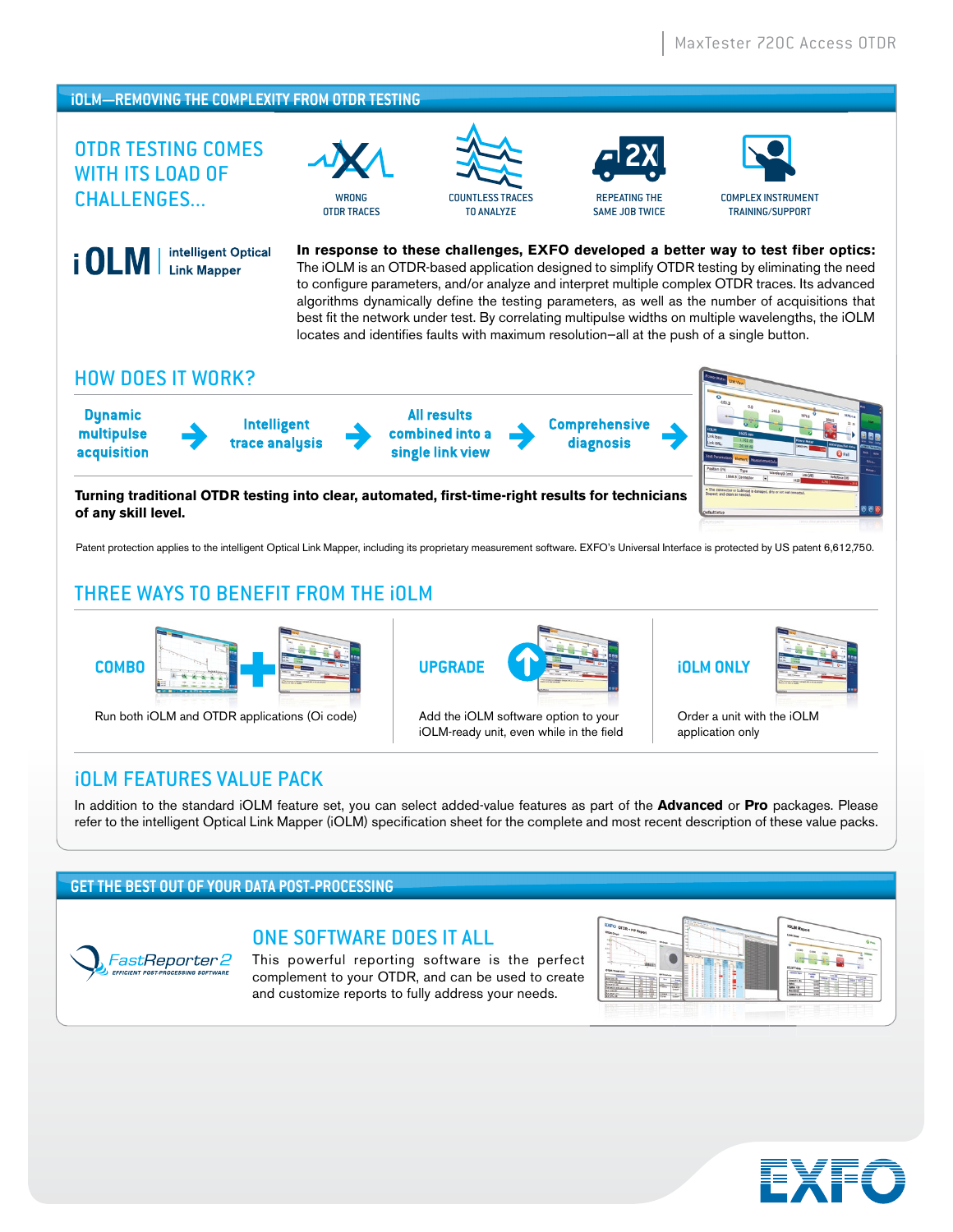## iOLM—REMOVING THE COMPLEXITY FROM OTDR TESTING

### OTDR TESTING COMES WITH ITS LOAD OF CHALLENGES...

WRONG OTDR TRACES

COUNTLESS TRACES TO ANALYZE

REPEATING THE SAME JOB TWICE

COMPLEX INSTRUMENT TRAINING/SUPPORT

**iOLM | intelligent Optical Link Mapper**

**In response to these challenges, EXFO developed a better way to test fiber optics:** The iOLM is an OTDR-based application designed to simplify OTDR testing by eliminating the need to configure parameters, and/or analyze and interpret multiple complex OTDR traces. Its advanced algorithms dynamically define the testing parameters, as well as the number of acquisitions that best fit the network under test. By correlating multipulse widths on multiple wavelengths, the iOLM locates and identifies faults with maximum resolution—all at the push of a single button.

### HOW DOES IT WORK?

**Dynamic multipulse acquisition** → **Intelligent trace analysis** → **All results combined into a single link view** → **Comprehensive diagnosis** →

**Turning traditional OTDR testing into clear, automated, first-time-right results for technicians of any skill level.**

Patent protection applies to the intelligent Optical Link Mapper, including its proprietary measurement software. EXFO's Universal Interface is protected by US patent 6,612,750.

### THREE WAYS TO BENEFIT FROM THE iOLM

**COMBO**

Run both iOLM and OTDR applications (Oi code)

**UPGRADE**

Add the iOLM software option to your iOLM-ready unit, even while in the field

**iOLM ONLY**

Order a unit with the iOLM application only

### iOLM FEATURES VALUE PACK

In addition to the standard iOLM feature set, you can select added-value features as part of the **Advanced** or **Pro** packages. Please refer to the intelligent Optical Link Mapper (iOLM) specification sheet for the complete and most recent description of these value packs.

## GET THE BEST OUT OF YOUR DATA POST-PROCESSING

FastReporter 2 — EFFICIENT POST-PROCESSING SOFTWARE

### ONE SOFTWARE DOES IT ALL

This powerful reporting software is the perfect complement to your OTDR, and can be used to create and customize reports to fully address your needs.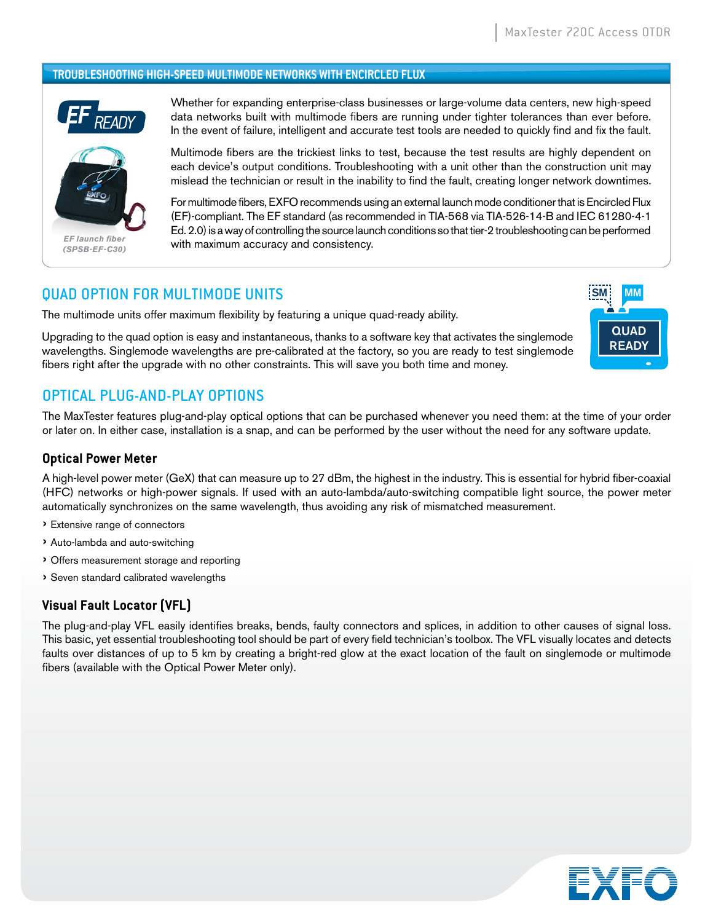## TROUBLESHOOTING HIGH-SPEED MULTIMODE NETWORKS WITH ENCIRCLED FLUX

EF READY

*EF launch fiber (SPSB-EF-C30)*

Whether for expanding enterprise-class businesses or large-volume data centers, new high-speed data networks built with multimode fibers are running under tighter tolerances than ever before. In the event of failure, intelligent and accurate test tools are needed to quickly find and fix the fault.

Multimode fibers are the trickiest links to test, because the test results are highly dependent on each device's output conditions. Troubleshooting with a unit other than the construction unit may mislead the technician or result in the inability to find the fault, creating longer network downtimes.

For multimode fibers, EXFO recommends using an external launch mode conditioner that is Encircled Flux (EF)-compliant. The EF standard (as recommended in TIA-568 via TIA-526-14-B and IEC 61280-4-1 Ed. 2.0) is a way of controlling the source launch conditions so that tier-2 troubleshooting can be performed with maximum accuracy and consistency.

## QUAD OPTION FOR MULTIMODE UNITS

The multimode units offer maximum flexibility by featuring a unique quad-ready ability.

Upgrading to the quad option is easy and instantaneous, thanks to a software key that activates the singlemode wavelengths. Singlemode wavelengths are pre-calibrated at the factory, so you are ready to test singlemode fibers right after the upgrade with no other constraints. This will save you both time and money.

SM MM QUAD READY

## OPTICAL PLUG-AND-PLAY OPTIONS

The MaxTester features plug-and-play optical options that can be purchased whenever you need them: at the time of your order or later on. In either case, installation is a snap, and can be performed by the user without the need for any software update.

### Optical Power Meter

A high-level power meter (GeX) that can measure up to 27 dBm, the highest in the industry. This is essential for hybrid fiber-coaxial (HFC) networks or high-power signals. If used with an auto-lambda/auto-switching compatible light source, the power meter automatically synchronizes on the same wavelength, thus avoiding any risk of mismatched measurement.

- Extensive range of connectors
- Auto-lambda and auto-switching
- Offers measurement storage and reporting
- Seven standard calibrated wavelengths

### Visual Fault Locator (VFL)

The plug-and-play VFL easily identifies breaks, bends, faulty connectors and splices, in addition to other causes of signal loss. This basic, yet essential troubleshooting tool should be part of every field technician's toolbox. The VFL visually locates and detects faults over distances of up to 5 km by creating a bright-red glow at the exact location of the fault on singlemode or multimode fibers (available with the Optical Power Meter only).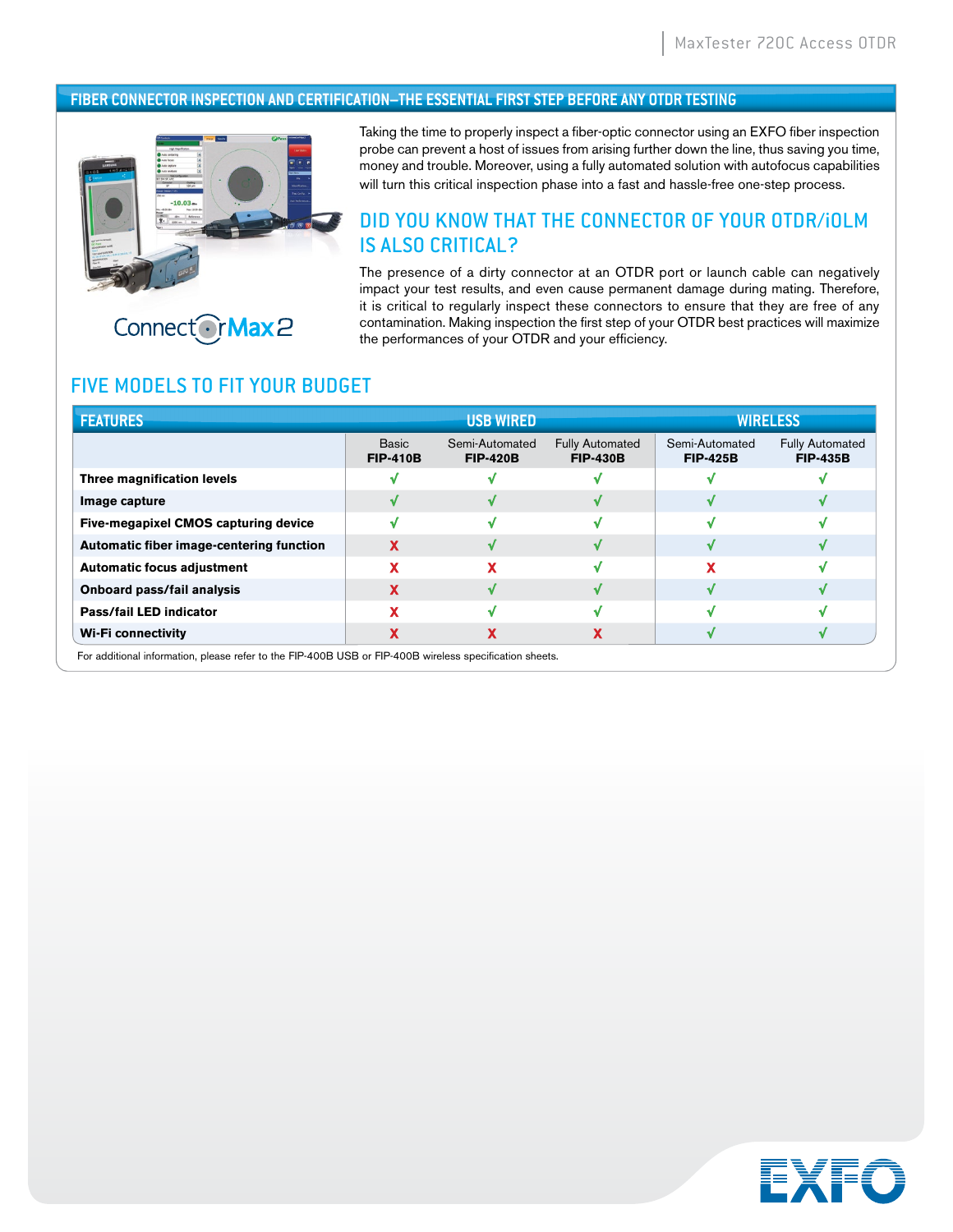## FIBER CONNECTOR INSPECTION AND CERTIFICATION—THE ESSENTIAL FIRST STEP BEFORE ANY OTDR TESTING

ConnectorMax2

Taking the time to properly inspect a fiber-optic connector using an EXFO fiber inspection probe can prevent a host of issues from arising further down the line, thus saving you time, money and trouble. Moreover, using a fully automated solution with autofocus capabilities will turn this critical inspection phase into a fast and hassle-free one-step process.

## DID YOU KNOW THAT THE CONNECTOR OF YOUR OTDR/iOLM IS ALSO CRITICAL?

The presence of a dirty connector at an OTDR port or launch cable can negatively impact your test results, and even cause permanent damage during mating. Therefore, it is critical to regularly inspect these connectors to ensure that they are free of any contamination. Making inspection the first step of your OTDR best practices will maximize the performances of your OTDR and your efficiency.

## FIVE MODELS TO FIT YOUR BUDGET

| FEATURES | USB WIRED | | | WIRELESS | |
|---|---|---|---|---|---|
| | Basic **FIP-410B** | Semi-Automated **FIP-420B** | Fully Automated **FIP-430B** | Semi-Automated **FIP-425B** | Fully Automated **FIP-435B** |
| **Three magnification levels** | √ | √ | √ | √ | √ |
| **Image capture** | √ | √ | √ | √ | √ |
| **Five-megapixel CMOS capturing device** | √ | √ | √ | √ | √ |
| **Automatic fiber image-centering function** | X | √ | √ | √ | √ |
| **Automatic focus adjustment** | X | X | √ | X | √ |
| **Onboard pass/fail analysis** | X | √ | √ | √ | √ |
| **Pass/fail LED indicator** | X | √ | √ | √ | √ |
| **Wi-Fi connectivity** | X | X | X | √ | √ |

For additional information, please refer to the FIP-400B USB or FIP-400B wireless specification sheets.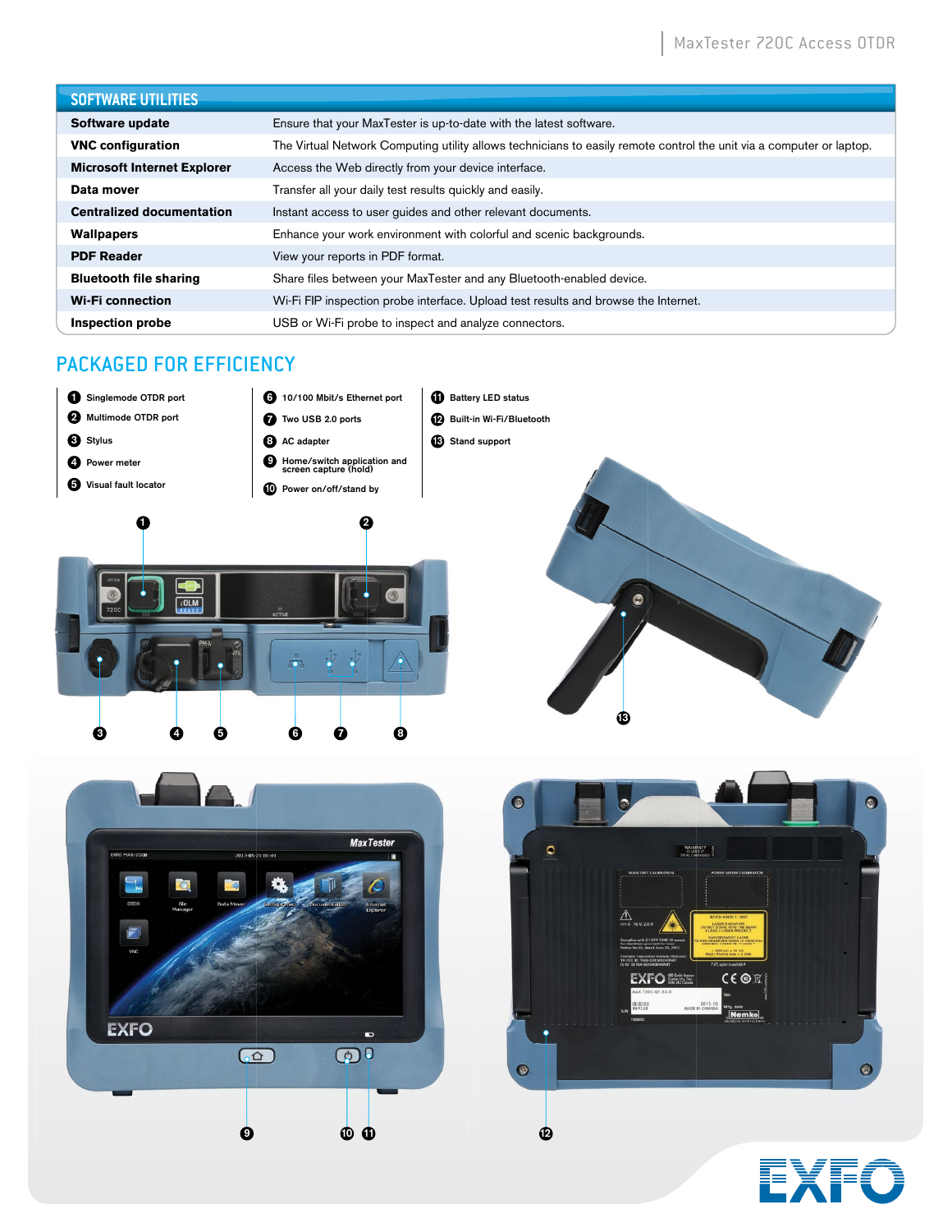## SOFTWARE UTILITIES

| | |
|---|---|
| **Software update** | Ensure that your MaxTester is up-to-date with the latest software. |
| **VNC configuration** | The Virtual Network Computing utility allows technicians to easily remote control the unit via a computer or laptop. |
| **Microsoft Internet Explorer** | Access the Web directly from your device interface. |
| **Data mover** | Transfer all your daily test results quickly and easily. |
| **Centralized documentation** | Instant access to user guides and other relevant documents. |
| **Wallpapers** | Enhance your work environment with colorful and scenic backgrounds. |
| **PDF Reader** | View your reports in PDF format. |
| **Bluetooth file sharing** | Share files between your MaxTester and any Bluetooth-enabled device. |
| **Wi-Fi connection** | Wi-Fi FIP inspection probe interface. Upload test results and browse the Internet. |
| **Inspection probe** | USB or Wi-Fi probe to inspect and analyze connectors. |

## PACKAGED FOR EFFICIENCY

1. Singlemode OTDR port
2. Multimode OTDR port
3. Stylus
4. Power meter
5. Visual fault locator
6. 10/100 Mbit/s Ethernet port
7. Two USB 2.0 ports
8. AC adapter
9. Home/switch application and screen capture (hold)
10. Power on/off/stand by
11. Battery LED status
12. Built-in Wi-Fi/Bluetooth
13. Stand support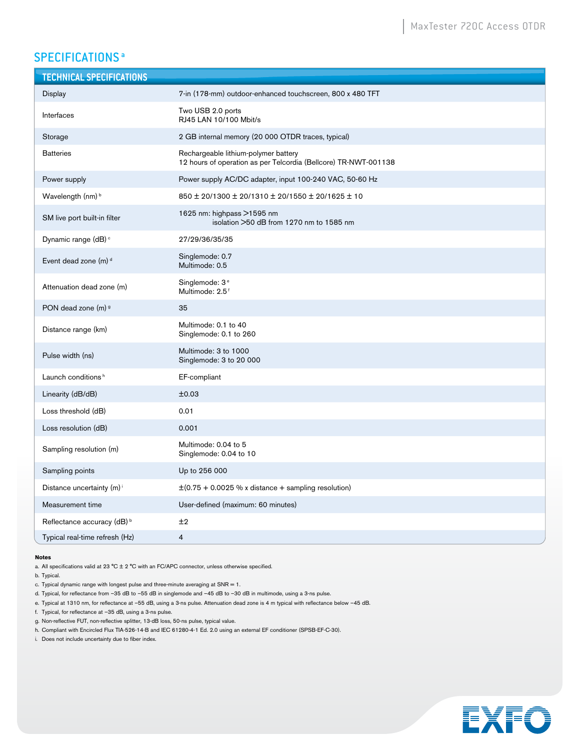## SPECIFICATIONS [a]

| TECHNICAL SPECIFICATIONS | |
|---|---|
| Display | 7-in (178-mm) outdoor-enhanced touchscreen, 800 x 480 TFT |
| Interfaces | Two USB 2.0 ports<br>RJ45 LAN 10/100 Mbit/s |
| Storage | 2 GB internal memory (20 000 OTDR traces, typical) |
| Batteries | Rechargeable lithium-polymer battery<br>12 hours of operation as per Telcordia (Bellcore) TR-NWT-001138 |
| Power supply | Power supply AC/DC adapter, input 100-240 VAC, 50-60 Hz |
| Wavelength (nm) [b] | 850 ± 20/1300 ± 20/1310 ± 20/1550 ± 20/1625 ± 10 |
| SM live port built-in filter | 1625 nm: highpass >1595 nm<br>isolation >50 dB from 1270 nm to 1585 nm |
| Dynamic range (dB) [c] | 27/29/36/35/35 |
| Event dead zone (m) [d] | Singlemode: 0.7<br>Multimode: 0.5 |
| Attenuation dead zone (m) | Singlemode: 3 [e]<br>Multimode: 2.5 [f] |
| PON dead zone (m) [g] | 35 |
| Distance range (km) | Multimode: 0.1 to 40<br>Singlemode: 0.1 to 260 |
| Pulse width (ns) | Multimode: 3 to 1000<br>Singlemode: 3 to 20 000 |
| Launch conditions [h] | EF-compliant |
| Linearity (dB/dB) | ±0.03 |
| Loss threshold (dB) | 0.01 |
| Loss resolution (dB) | 0.001 |
| Sampling resolution (m) | Multimode: 0.04 to 5<br>Singlemode: 0.04 to 10 |
| Sampling points | Up to 256 000 |
| Distance uncertainty (m) [i] | ±(0.75 + 0.0025 % x distance + sampling resolution) |
| Measurement time | User-defined (maximum: 60 minutes) |
| Reflectance accuracy (dB) [b] | ±2 |
| Typical real-time refresh (Hz) | 4 |

**Notes**

a. All specifications valid at 23 °C ± 2 °C with an FC/APC connector, unless otherwise specified.

b. Typical.

c. Typical dynamic range with longest pulse and three-minute averaging at SNR = 1.

d. Typical, for reflectance from −35 dB to −55 dB in singlemode and −45 dB to −30 dB in multimode, using a 3-ns pulse.

e. Typical at 1310 nm, for reflectance at −55 dB, using a 3-ns pulse. Attenuation dead zone is 4 m typical with reflectance below −45 dB.

f. Typical, for reflectance at −35 dB, using a 3-ns pulse.

g. Non-reflective FUT, non-reflective splitter, 13-dB loss, 50-ns pulse, typical value.

h. Compliant with Encircled Flux TIA-526-14-B and IEC 61280-4-1 Ed. 2.0 using an external EF conditioner (SPSB-EF-C-30).

i. Does not include uncertainty due to fiber index.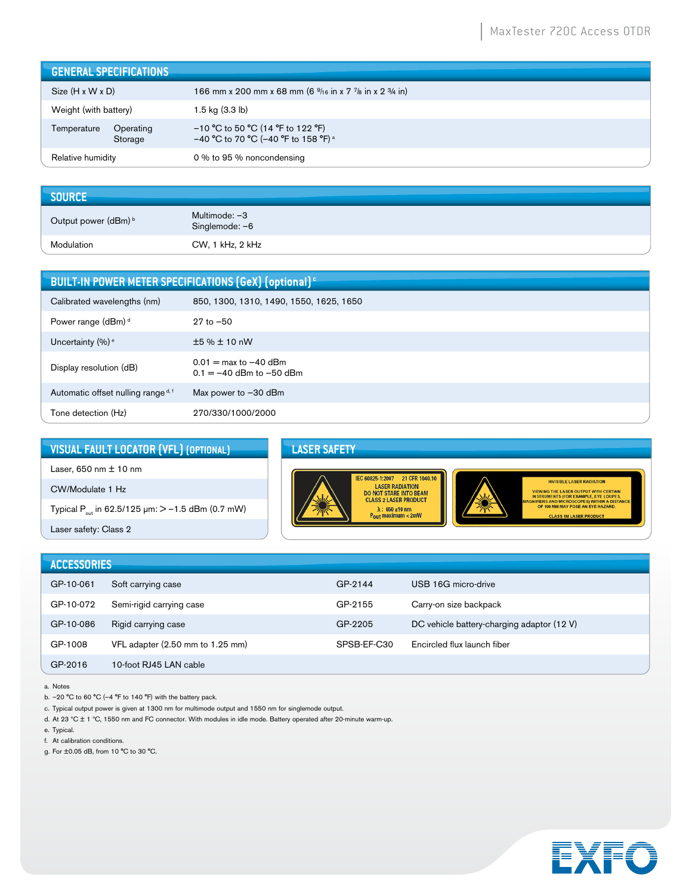## GENERAL SPECIFICATIONS

| | | |
|---|---|---|
| Size (H x W x D) | | 166 mm x 200 mm x 68 mm (6 9/16 in x 7 7/8 in x 2 3/4 in) |
| Weight (with battery) | | 1.5 kg (3.3 lb) |
| Temperature | Operating | −10 °C to 50 °C (14 °F to 122 °F) |
| | Storage | −40 °C to 70 °C (−40 °F to 158 °F) [a] |
| Relative humidity | | 0 % to 95 % noncondensing |

## SOURCE

| | |
|---|---|
| Output power (dBm) [b] | Multimode: −3<br>Singlemode: −6 |
| Modulation | CW, 1 kHz, 2 kHz |

## BUILT-IN POWER METER SPECIFICATIONS (GeX) (optional) [c]

| | |
|---|---|
| Calibrated wavelengths (nm) | 850, 1300, 1310, 1490, 1550, 1625, 1650 |
| Power range (dBm) [d] | 27 to −50 |
| Uncertainty (%) [e] | ±5 % ± 10 nW |
| Display resolution (dB) | 0.01 = max to −40 dBm<br>0.1 = −40 dBm to −50 dBm |
| Automatic offset nulling range [d, f] | Max power to −30 dBm |
| Tone detection (Hz) | 270/330/1000/2000 |

## VISUAL FAULT LOCATOR (VFL) (OPTIONAL)

- Laser, 650 nm ± 10 nm
- CW/Modulate 1 Hz
- Typical $P_{out}$ in 62.5/125 µm: > −1.5 dBm (0.7 mW)
- Laser safety: Class 2

## LASER SAFETY

IEC 60825-1:2007 21 CFR 1040.10
LASER RADIATION
DO NOT STARE INTO BEAM
CLASS 2 LASER PRODUCT
λ : 650 ±10 nm
Pout maximum < 2mW

INVISIBLE LASER RADIATION
VIEWING THE LASER OUTPUT WITH CERTAIN INSTRUMENTS (FOR EXAMPLE, EYE LOUPES, MAGNIFIERS AND MICROSCOPES) WITHIN A DISTANCE OF 100 MM MAY POSE AN EYE HAZARD.
CLASS 1M LASER PRODUCT

## ACCESSORIES

| | | | |
|---|---|---|---|
| GP-10-061 | Soft carrying case | GP-2144 | USB 16G micro-drive |
| GP-10-072 | Semi-rigid carrying case | GP-2155 | Carry-on size backpack |
| GP-10-086 | Rigid carrying case | GP-2205 | DC vehicle battery-charging adaptor (12 V) |
| GP-1008 | VFL adapter (2.50 mm to 1.25 mm) | SPSB-EF-C30 | Encircled flux launch fiber |
| GP-2016 | 10-foot RJ45 LAN cable | | |

a. Notes
b. −20 °C to 60 °C (−4 °F to 140 °F) with the battery pack.
c. Typical output power is given at 1300 nm for multimode output and 1550 nm for singlemode output.
d. At 23 °C ± 1 °C, 1550 nm and FC connector. With modules in idle mode. Battery operated after 20-minute warm-up.
e. Typical.
f. At calibration conditions.
g. For ±0.05 dB, from 10 °C to 30 °C.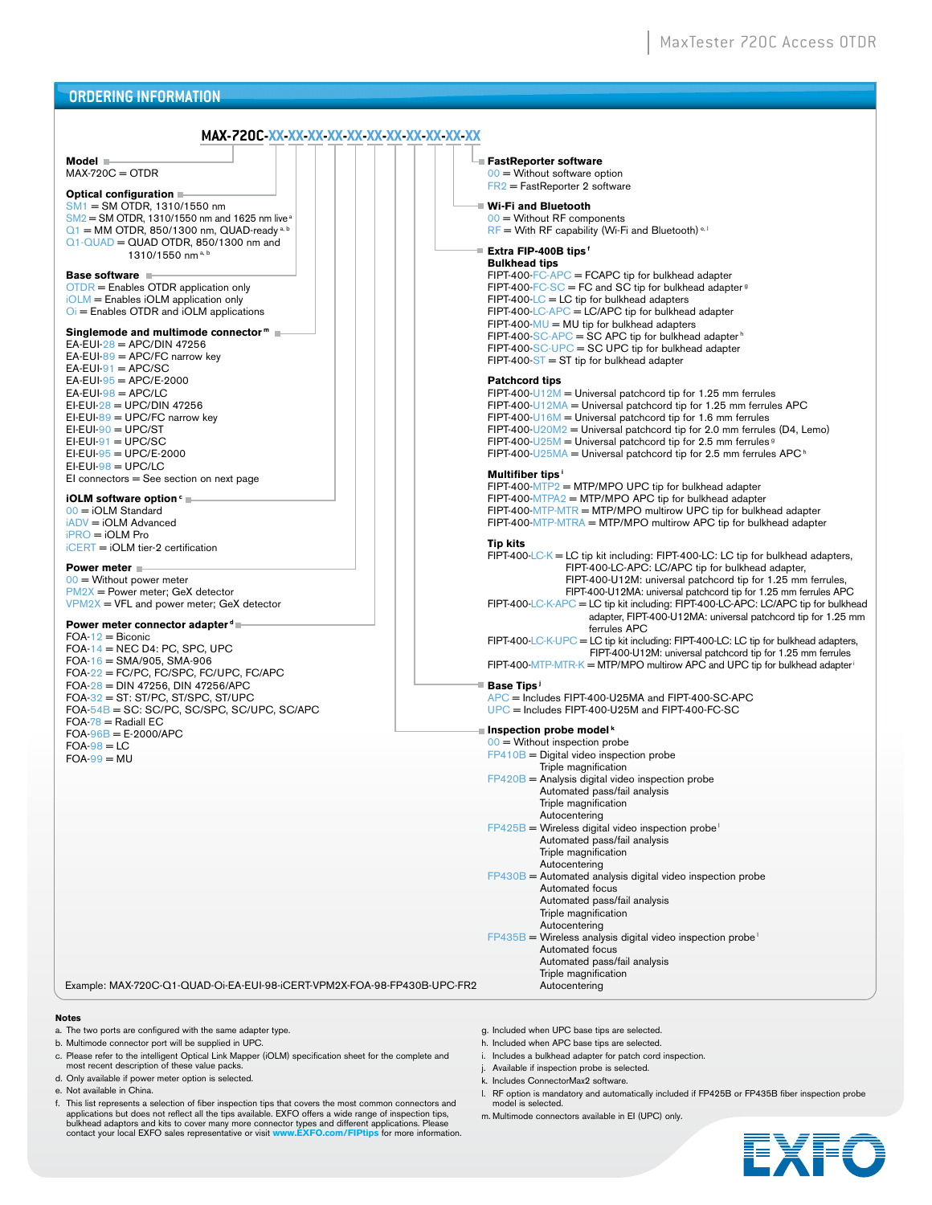## ORDERING INFORMATION

**MAX-720C-XX-XX-XX-XX-XX-XX-XX-XX-XX-XX-XX**

**Model**
MAX-720C = OTDR

**Optical configuration**
SM1 = SM OTDR, 1310/1550 nm
SM2 = SM OTDR, 1310/1550 nm and 1625 nm live [a]
Q1 = MM OTDR, 850/1300 nm, QUAD-ready [a, b]
Q1-QUAD = QUAD OTDR, 850/1300 nm and 1310/1550 nm [a, b]

**Base software**
OTDR = Enables OTDR application only
iOLM = Enables iOLM application only
Oi = Enables OTDR and iOLM applications

**Singlemode and multimode connector** [m]
EA-EUI-28 = APC/DIN 47256
EA-EUI-89 = APC/FC narrow key
EA-EUI-91 = APC/SC
EA-EUI-95 = APC/E-2000
EA-EUI-98 = APC/LC
EI-EUI-28 = UPC/DIN 47256
EI-EUI-89 = UPC/FC narrow key
EI-EUI-90 = UPC/ST
EI-EUI-91 = UPC/SC
EI-EUI-95 = UPC/E-2000
EI-EUI-98 = UPC/LC
EI connectors = See section on next page

**iOLM software option** [c]
00 = iOLM Standard
iADV = iOLM Advanced
iPRO = iOLM Pro
iCERT = iOLM tier-2 certification

**Power meter**
00 = Without power meter
PM2X = Power meter; GeX detector
VPM2X = VFL and power meter; GeX detector

**Power meter connector adapter** [d]
FOA-12 = Biconic
FOA-14 = NEC D4: PC, SPC, UPC
FOA-16 = SMA/905, SMA-906
FOA-22 = FC/PC, FC/SPC, FC/UPC, FC/APC
FOA-28 = DIN 47256, DIN 47256/APC
FOA-32 = ST: ST/PC, ST/SPC, ST/UPC
FOA-54B = SC: SC/PC, SC/SPC, SC/UPC, SC/APC
FOA-78 = Radiall EC
FOA-96B = E-2000/APC
FOA-98 = LC
FOA-99 = MU

**FastReporter software**
00 = Without software option
FR2 = FastReporter 2 software

**Wi-Fi and Bluetooth**
00 = Without RF components
RF = With RF capability (Wi-Fi and Bluetooth) [e, l]

**Extra FIP-400B tips** [f]

**Bulkhead tips**
FIPT-400-FC-APC = FCAPC tip for bulkhead adapter
FIPT-400-FC-SC = FC and SC tip for bulkhead adapter [g]
FIPT-400-LC = LC tip for bulkhead adapters
FIPT-400-LC-APC = LC/APC tip for bulkhead adapter
FIPT-400-MU = MU tip for bulkhead adapters
FIPT-400-SC-APC = SC APC tip for bulkhead adapter [h]
FIPT-400-SC-UPC = SC UPC tip for bulkhead adapter
FIPT-400-ST = ST tip for bulkhead adapter

**Patchcord tips**
FIPT-400-U12M = Universal patchcord tip for 1.25 mm ferrules
FIPT-400-U12MA = Universal patchcord tip for 1.25 mm ferrules APC
FIPT-400-U16M = Universal patchcord tip for 1.6 mm ferrules
FIPT-400-U20M2 = Universal patchcord tip for 2.0 mm ferrules (D4, Lemo)
FIPT-400-U25M = Universal patchcord tip for 2.5 mm ferrules [g]
FIPT-400-U25MA = Universal patchcord tip for 2.5 mm ferrules APC [h]

**Multifiber tips** [i]
FIPT-400-MTP2 = MTP/MPO UPC tip for bulkhead adapter
FIPT-400-MTPA2 = MTP/MPO APC tip for bulkhead adapter
FIPT-400-MTP-MTR = MTP/MPO multirow UPC tip for bulkhead adapter
FIPT-400-MTP-MTRA = MTP/MPO multirow APC tip for bulkhead adapter

**Tip kits**
FIPT-400-LC-K = LC tip kit including: FIPT-400-LC: LC tip for bulkhead adapters, FIPT-400-LC-APC: LC/APC tip for bulkhead adapter, FIPT-400-U12M: universal patchcord tip for 1.25 mm ferrules, FIPT-400-U12MA: universal patchcord tip for 1.25 mm ferrules APC
FIPT-400-LC-K-APC = LC tip kit including: FIPT-400-LC-APC: LC/APC tip for bulkhead adapter, FIPT-400-U12MA: universal patchcord tip for 1.25 mm ferrules APC
FIPT-400-LC-K-UPC = LC tip kit including: FIPT-400-LC: LC tip for bulkhead adapters, FIPT-400-U12M: universal patchcord tip for 1.25 mm ferrules
FIPT-400-MTP-MTR-K = MTP/MPO multirow APC and UPC tip for bulkhead adapter [i]

**Base Tips** [j]
APC = Includes FIPT-400-U25MA and FIPT-400-SC-APC
UPC = Includes FIPT-400-U25M and FIPT-400-FC-SC

**Inspection probe model** [k]
00 = Without inspection probe
FP410B = Digital video inspection probe
- Triple magnification

FP420B = Analysis digital video inspection probe
- Automated pass/fail analysis
- Triple magnification
- Autocentering

FP425B = Wireless digital video inspection probe [l]
- Automated pass/fail analysis
- Triple magnification
- Autocentering

FP430B = Automated analysis digital video inspection probe
- Automated focus
- Automated pass/fail analysis
- Triple magnification
- Autocentering

FP435B = Wireless analysis digital video inspection probe [l]
- Automated focus
- Automated pass/fail analysis
- Triple magnification
- Autocentering

Example: MAX-720C-Q1-QUAD-Oi-EA-EUI-98-iCERT-VPM2X-FOA-98-FP430B-UPC-FR2

**Notes**

a. The two ports are configured with the same adapter type.
b. Multimode connector port will be supplied in UPC.
c. Please refer to the intelligent Optical Link Mapper (iOLM) specification sheet for the complete and most recent description of these value packs.
d. Only available if power meter option is selected.
e. Not available in China.
f. This list represents a selection of fiber inspection tips that covers the most common connectors and applications but does not reflect all the tips available. EXFO offers a wide range of inspection tips, bulkhead adaptors and kits to cover many more connector types and different applications. Please contact your local EXFO sales representative or visit **www.EXFO.com/FIPtips** for more information.
g. Included when UPC base tips are selected.
h. Included when APC base tips are selected.
i. Includes a bulkhead adapter for patch cord inspection.
j. Available if inspection probe is selected.
k. Includes ConnectorMax2 software.
l. RF option is mandatory and automatically included if FP425B or FP435B fiber inspection probe model is selected.
m. Multimode connectors available in EI (UPC) only.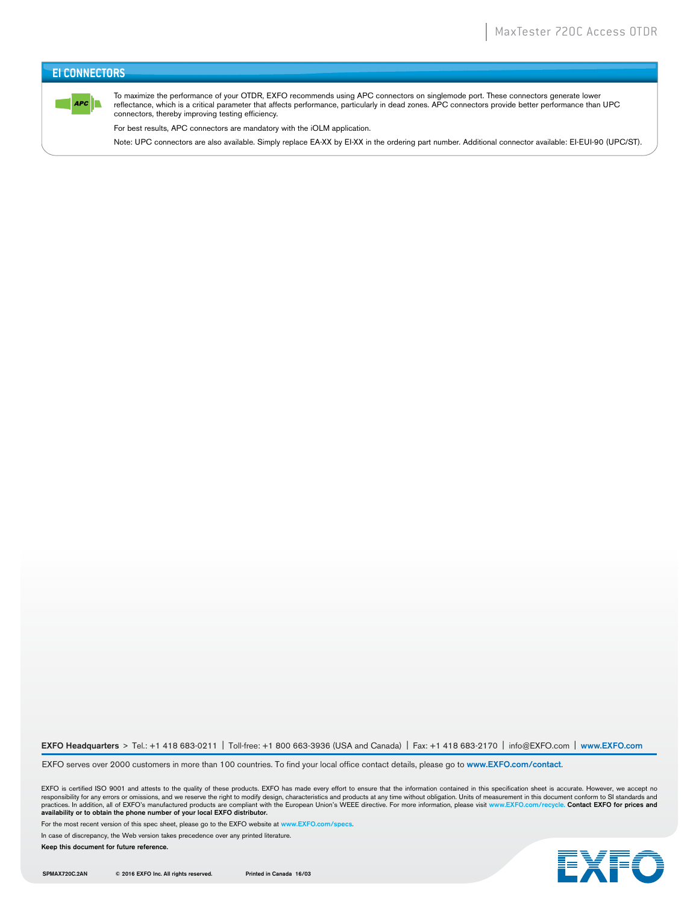## EI CONNECTORS

APC

To maximize the performance of your OTDR, EXFO recommends using APC connectors on singlemode port. These connectors generate lower reflectance, which is a critical parameter that affects performance, particularly in dead zones. APC connectors provide better performance than UPC connectors, thereby improving testing efficiency.

For best results, APC connectors are mandatory with the iOLM application.

Note: UPC connectors are also available. Simply replace EA-XX by EI-XX in the ordering part number. Additional connector available: EI-EUI-90 (UPC/ST).

**EXFO Headquarters** > Tel.: +1 418 683-0211 | Toll-free: +1 800 663-3936 (USA and Canada) | Fax: +1 418 683-2170 | info@EXFO.com | **www.EXFO.com**

EXFO serves over 2000 customers in more than 100 countries. To find your local office contact details, please go to **www.EXFO.com/contact**.

EXFO is certified ISO 9001 and attests to the quality of these products. EXFO has made every effort to ensure that the information contained in this specification sheet is accurate. However, we accept no responsibility for any errors or omissions, and we reserve the right to modify design, characteristics and products at any time without obligation. Units of measurement in this document conform to SI standards and practices. In addition, all of EXFO's manufactured products are compliant with the European Union's WEEE directive. For more information, please visit www.EXFO.com/recycle. **Contact EXFO for prices and availability or to obtain the phone number of your local EXFO distributor.**

For the most recent version of this spec sheet, please go to the EXFO website at www.EXFO.com/specs.

In case of discrepancy, the Web version takes precedence over any printed literature.

**Keep this document for future reference.**

SPMAX720C.2AN © 2016 EXFO Inc. All rights reserved. Printed in Canada 16/03